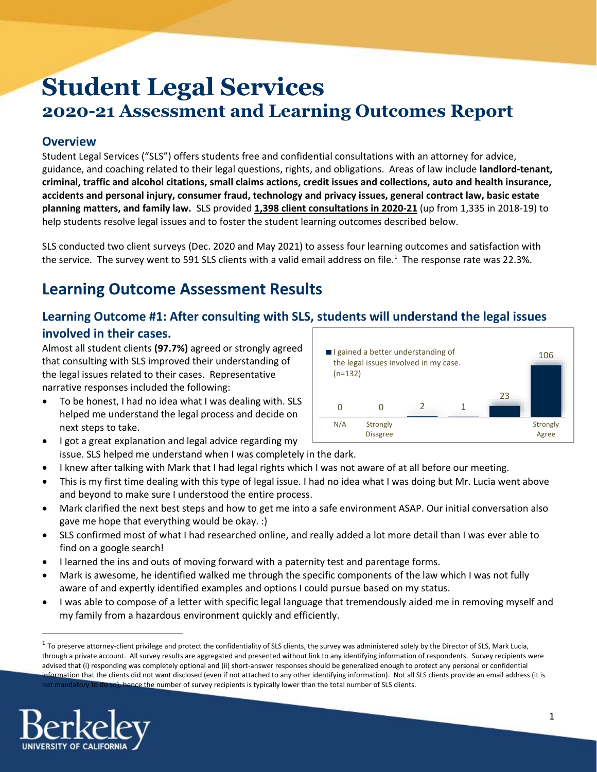# Student Legal Services

## 2020-21 Assessment and Learning Outcomes Report

### Overview

Student Legal Services ("SLS") offers students free and confidential consultations with an attorney for advice, guidance, and coaching related to their legal questions, rights, and obligations. Areas of law include **landlord-tenant, criminal, traffic and alcohol citations, small claims actions, credit issues and collections, auto and health insurance, accidents and personal injury, consumer fraud, technology and privacy issues, general contract law, basic estate planning matters, and family law.** SLS provided **1,398 client consultations in 2020-21** (up from 1,335 in 2018-19) to help students resolve legal issues and to foster the student learning outcomes described below.

SLS conducted two client surveys (Dec. 2020 and May 2021) to assess four learning outcomes and satisfaction with the service. The survey went to 591 SLS clients with a valid email address on file.[1] The response rate was 22.3%.

## Learning Outcome Assessment Results

### Learning Outcome #1: After consulting with SLS, students will understand the legal issues involved in their cases.

Almost all student clients **(97.7%)** agreed or strongly agreed that consulting with SLS improved their understanding of the legal issues related to their cases. Representative narrative responses included the following:

I gained a better understanding of the legal issues involved in my case. (n=132)

| N/A | Strongly Disagree | | | | Strongly Agree |
|---|---|---|---|---|---|
| 0 | 0 | 2 | 1 | 23 | 106 |

- To be honest, I had no idea what I was dealing with. SLS helped me understand the legal process and decide on next steps to take.
- I got a great explanation and legal advice regarding my issue. SLS helped me understand when I was completely in the dark.
- I knew after talking with Mark that I had legal rights which I was not aware of at all before our meeting.
- This is my first time dealing with this type of legal issue. I had no idea what I was doing but Mr. Lucia went above and beyond to make sure I understood the entire process.
- Mark clarified the next best steps and how to get me into a safe environment ASAP. Our initial conversation also gave me hope that everything would be okay. :)
- SLS confirmed most of what I had researched online, and really added a lot more detail than I was ever able to find on a google search!
- I learned the ins and outs of moving forward with a paternity test and parentage forms.
- Mark is awesome, he identified walked me through the specific components of the law which I was not fully aware of and expertly identified examples and options I could pursue based on my status.
- I was able to compose of a letter with specific legal language that tremendously aided me in removing myself and my family from a hazardous environment quickly and efficiently.

[1] To preserve attorney-client privilege and protect the confidentiality of SLS clients, the survey was administered solely by the Director of SLS, Mark Lucia, through a private account. All survey results are aggregated and presented without link to any identifying information of respondents. Survey recipients were advised that (i) responding was completely optional and (ii) short-answer responses should be generalized enough to protect any personal or confidential information that the clients did not want disclosed (even if not attached to any other identifying information). Not all SLS clients provide an email address (it is not mandatory to do so), hence the number of survey recipients is typically lower than the total number of SLS clients.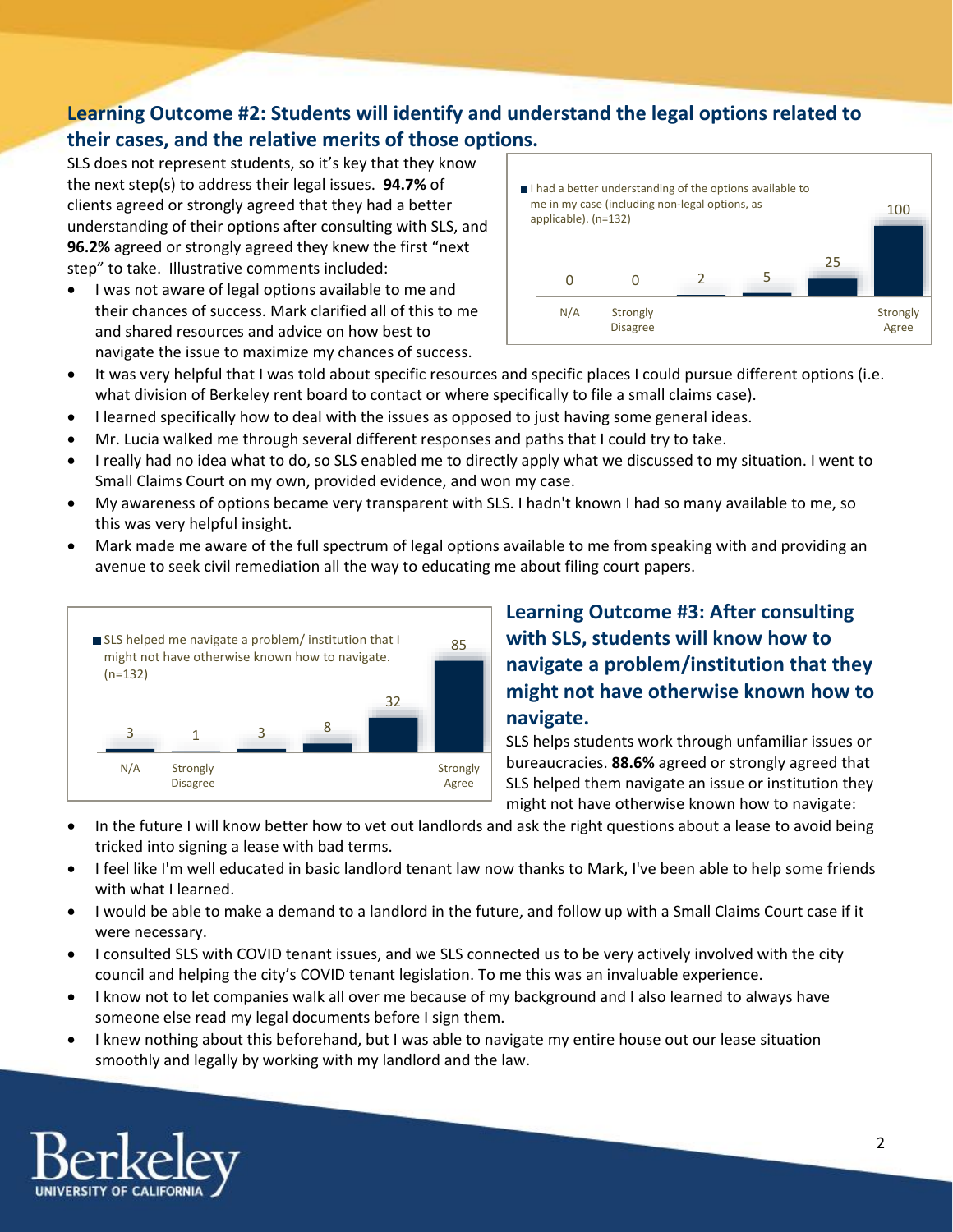## Learning Outcome #2: Students will identify and understand the legal options related to their cases, and the relative merits of those options.

SLS does not represent students, so it's key that they know the next step(s) to address their legal issues. **94.7%** of clients agreed or strongly agreed that they had a better understanding of their options after consulting with SLS, and **96.2%** agreed or strongly agreed they knew the first "next step" to take. Illustrative comments included:

| I had a better understanding of the options available to me in my case (including non-legal options, as applicable). (n=132) | | | | | |
|---|---|---|---|---|---|
| N/A | Strongly Disagree | | | | Strongly Agree |
| 0 | 0 | 2 | 5 | 25 | 100 |

- I was not aware of legal options available to me and their chances of success. Mark clarified all of this to me and shared resources and advice on how best to navigate the issue to maximize my chances of success.
- It was very helpful that I was told about specific resources and specific places I could pursue different options (i.e. what division of Berkeley rent board to contact or where specifically to file a small claims case).
- I learned specifically how to deal with the issues as opposed to just having some general ideas.
- Mr. Lucia walked me through several different responses and paths that I could try to take.
- I really had no idea what to do, so SLS enabled me to directly apply what we discussed to my situation. I went to Small Claims Court on my own, provided evidence, and won my case.
- My awareness of options became very transparent with SLS. I hadn't known I had so many available to me, so this was very helpful insight.
- Mark made me aware of the full spectrum of legal options available to me from speaking with and providing an avenue to seek civil remediation all the way to educating me about filing court papers.

## Learning Outcome #3: After consulting with SLS, students will know how to navigate a problem/institution that they might not have otherwise known how to navigate.

| SLS helped me navigate a problem/ institution that I might not have otherwise known how to navigate. (n=132) | | | | | |
|---|---|---|---|---|---|
| N/A | Strongly Disagree | | | | Strongly Agree |
| 3 | 1 | 3 | 8 | 32 | 85 |

SLS helps students work through unfamiliar issues or bureaucracies. **88.6%** agreed or strongly agreed that SLS helped them navigate an issue or institution they might not have otherwise known how to navigate:

- In the future I will know better how to vet out landlords and ask the right questions about a lease to avoid being tricked into signing a lease with bad terms.
- I feel like I'm well educated in basic landlord tenant law now thanks to Mark, I've been able to help some friends with what I learned.
- I would be able to make a demand to a landlord in the future, and follow up with a Small Claims Court case if it were necessary.
- I consulted SLS with COVID tenant issues, and we SLS connected us to be very actively involved with the city council and helping the city's COVID tenant legislation. To me this was an invaluable experience.
- I know not to let companies walk all over me because of my background and I also learned to always have someone else read my legal documents before I sign them.
- I knew nothing about this beforehand, but I was able to navigate my entire house out our lease situation smoothly and legally by working with my landlord and the law.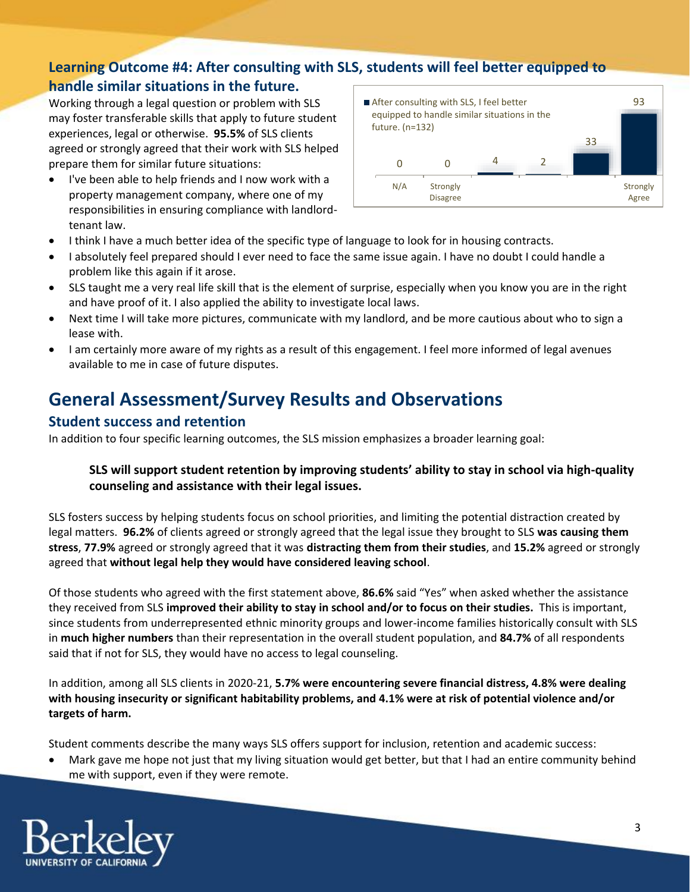### Learning Outcome #4: After consulting with SLS, students will feel better equipped to handle similar situations in the future.

Working through a legal question or problem with SLS may foster transferable skills that apply to future student experiences, legal or otherwise. **95.5%** of SLS clients agreed or strongly agreed that their work with SLS helped prepare them for similar future situations:

| After consulting with SLS, I feel better equipped to handle similar situations in the future. (n=132) | |
|---|---|
| N/A | 0 |
| Strongly Disagree | 0 |
| | 4 |
| | 2 |
| | 33 |
| Strongly Agree | 93 |

- I've been able to help friends and I now work with a property management company, where one of my responsibilities in ensuring compliance with landlord-tenant law.
- I think I have a much better idea of the specific type of language to look for in housing contracts.
- I absolutely feel prepared should I ever need to face the same issue again. I have no doubt I could handle a problem like this again if it arose.
- SLS taught me a very real life skill that is the element of surprise, especially when you know you are in the right and have proof of it. I also applied the ability to investigate local laws.
- Next time I will take more pictures, communicate with my landlord, and be more cautious about who to sign a lease with.
- I am certainly more aware of my rights as a result of this engagement. I feel more informed of legal avenues available to me in case of future disputes.

## General Assessment/Survey Results and Observations

### Student success and retention

In addition to four specific learning outcomes, the SLS mission emphasizes a broader learning goal:

> **SLS will support student retention by improving students' ability to stay in school via high-quality counseling and assistance with their legal issues.**

SLS fosters success by helping students focus on school priorities, and limiting the potential distraction created by legal matters. **96.2%** of clients agreed or strongly agreed that the legal issue they brought to SLS **was causing them stress**, **77.9%** agreed or strongly agreed that it was **distracting them from their studies**, and **15.2%** agreed or strongly agreed that **without legal help they would have considered leaving school**.

Of those students who agreed with the first statement above, **86.6%** said "Yes" when asked whether the assistance they received from SLS **improved their ability to stay in school and/or to focus on their studies.** This is important, since students from underrepresented ethnic minority groups and lower-income families historically consult with SLS in **much higher numbers** than their representation in the overall student population, and **84.7%** of all respondents said that if not for SLS, they would have no access to legal counseling.

In addition, among all SLS clients in 2020-21, **5.7% were encountering severe financial distress, 4.8% were dealing with housing insecurity or significant habitability problems, and 4.1% were at risk of potential violence and/or targets of harm.**

Student comments describe the many ways SLS offers support for inclusion, retention and academic success:

- Mark gave me hope not just that my living situation would get better, but that I had an entire community behind me with support, even if they were remote.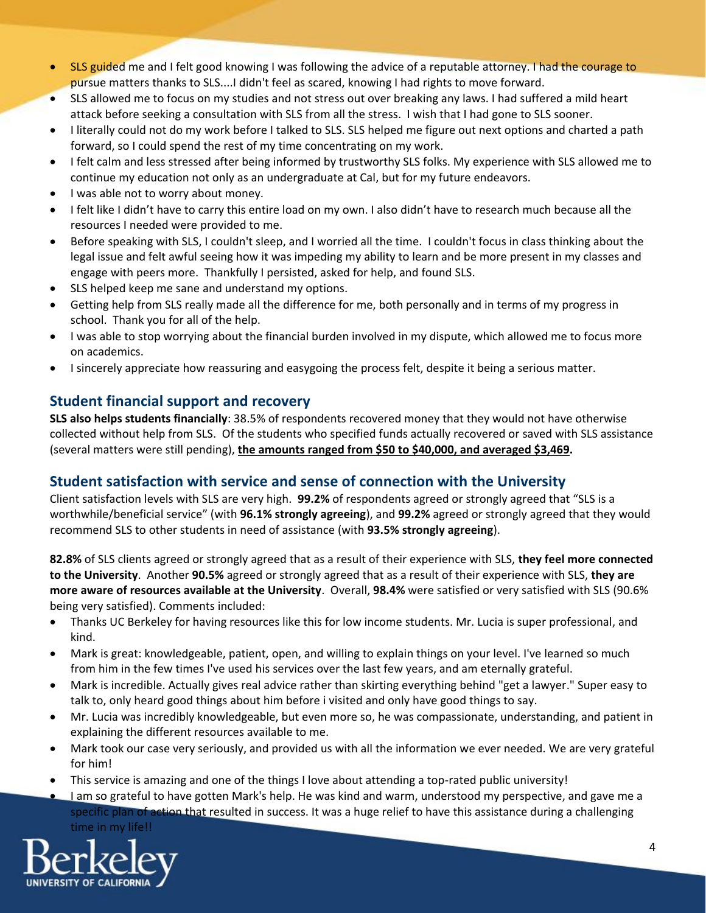- SLS guided me and I felt good knowing I was following the advice of a reputable attorney. I had the courage to pursue matters thanks to SLS....I didn't feel as scared, knowing I had rights to move forward.
- SLS allowed me to focus on my studies and not stress out over breaking any laws. I had suffered a mild heart attack before seeking a consultation with SLS from all the stress. I wish that I had gone to SLS sooner.
- I literally could not do my work before I talked to SLS. SLS helped me figure out next options and charted a path forward, so I could spend the rest of my time concentrating on my work.
- I felt calm and less stressed after being informed by trustworthy SLS folks. My experience with SLS allowed me to continue my education not only as an undergraduate at Cal, but for my future endeavors.
- I was able not to worry about money.
- I felt like I didn't have to carry this entire load on my own. I also didn't have to research much because all the resources I needed were provided to me.
- Before speaking with SLS, I couldn't sleep, and I worried all the time. I couldn't focus in class thinking about the legal issue and felt awful seeing how it was impeding my ability to learn and be more present in my classes and engage with peers more. Thankfully I persisted, asked for help, and found SLS.
- SLS helped keep me sane and understand my options.
- Getting help from SLS really made all the difference for me, both personally and in terms of my progress in school. Thank you for all of the help.
- I was able to stop worrying about the financial burden involved in my dispute, which allowed me to focus more on academics.
- I sincerely appreciate how reassuring and easygoing the process felt, despite it being a serious matter.

## Student financial support and recovery

**SLS also helps students financially**: 38.5% of respondents recovered money that they would not have otherwise collected without help from SLS. Of the students who specified funds actually recovered or saved with SLS assistance (several matters were still pending), **the amounts ranged from $50 to $40,000, and averaged $3,469.**

## Student satisfaction with service and sense of connection with the University

Client satisfaction levels with SLS are very high. **99.2%** of respondents agreed or strongly agreed that "SLS is a worthwhile/beneficial service" (with **96.1% strongly agreeing**), and **99.2%** agreed or strongly agreed that they would recommend SLS to other students in need of assistance (with **93.5% strongly agreeing**).

**82.8%** of SLS clients agreed or strongly agreed that as a result of their experience with SLS, **they feel more connected to the University**. Another **90.5%** agreed or strongly agreed that as a result of their experience with SLS, **they are more aware of resources available at the University**. Overall, **98.4%** were satisfied or very satisfied with SLS (90.6% being very satisfied). Comments included:

- Thanks UC Berkeley for having resources like this for low income students. Mr. Lucia is super professional, and kind.
- Mark is great: knowledgeable, patient, open, and willing to explain things on your level. I've learned so much from him in the few times I've used his services over the last few years, and am eternally grateful.
- Mark is incredible. Actually gives real advice rather than skirting everything behind "get a lawyer." Super easy to talk to, only heard good things about him before i visited and only have good things to say.
- Mr. Lucia was incredibly knowledgeable, but even more so, he was compassionate, understanding, and patient in explaining the different resources available to me.
- Mark took our case very seriously, and provided us with all the information we ever needed. We are very grateful for him!
- This service is amazing and one of the things I love about attending a top-rated public university!
- I am so grateful to have gotten Mark's help. He was kind and warm, understood my perspective, and gave me a specific plan of action that resulted in success. It was a huge relief to have this assistance during a challenging time in my life!!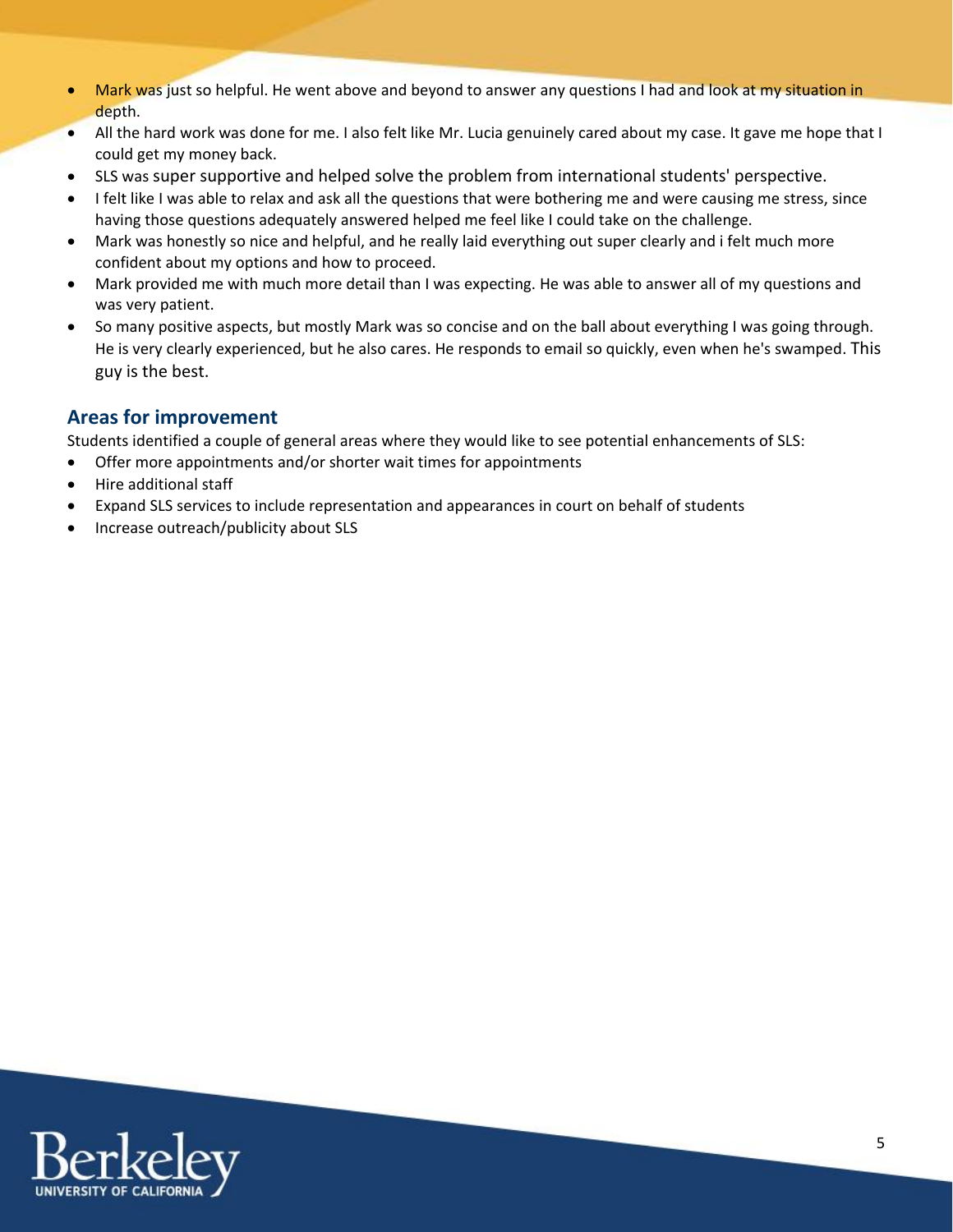- Mark was just so helpful. He went above and beyond to answer any questions I had and look at my situation in depth.
- All the hard work was done for me. I also felt like Mr. Lucia genuinely cared about my case. It gave me hope that I could get my money back.
- SLS was super supportive and helped solve the problem from international students' perspective.
- I felt like I was able to relax and ask all the questions that were bothering me and were causing me stress, since having those questions adequately answered helped me feel like I could take on the challenge.
- Mark was honestly so nice and helpful, and he really laid everything out super clearly and i felt much more confident about my options and how to proceed.
- Mark provided me with much more detail than I was expecting. He was able to answer all of my questions and was very patient.
- So many positive aspects, but mostly Mark was so concise and on the ball about everything I was going through. He is very clearly experienced, but he also cares. He responds to email so quickly, even when he's swamped. This guy is the best.

## Areas for improvement

Students identified a couple of general areas where they would like to see potential enhancements of SLS:

- Offer more appointments and/or shorter wait times for appointments
- Hire additional staff
- Expand SLS services to include representation and appearances in court on behalf of students
- Increase outreach/publicity about SLS